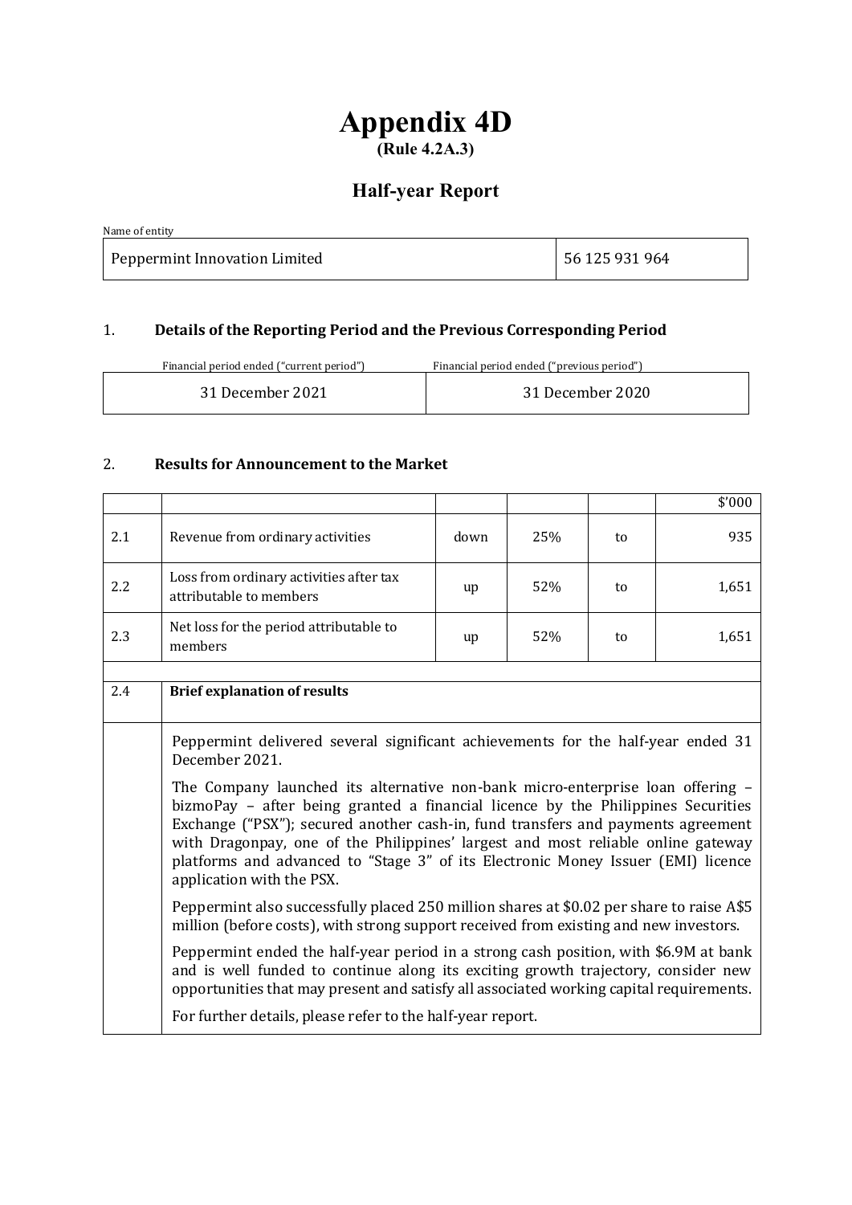# Appendix 4D

**(Rule 4.2A.3)**

## Half-year Report

| Name of entity | |
|---|---|
| Peppermint Innovation Limited | 56 125 931 964 |

### 1. Details of the Reporting Period and the Previous Corresponding Period

| Financial period ended ("current period") | Financial period ended ("previous period") |
|---|---|
| 31 December 2021 | 31 December 2020 |

### 2. Results for Announcement to the Market

| | | | | | $'000 |
|---|---|---|---|---|---|
| 2.1 | Revenue from ordinary activities | down | 25% | to | 935 |
| 2.2 | Loss from ordinary activities after tax attributable to members | up | 52% | to | 1,651 |
| 2.3 | Net loss for the period attributable to members | up | 52% | to | 1,651 |

**2.4 Brief explanation of results**

Peppermint delivered several significant achievements for the half-year ended 31 December 2021.

The Company launched its alternative non-bank micro-enterprise loan offering – bizmoPay – after being granted a financial licence by the Philippines Securities Exchange ("PSX"); secured another cash-in, fund transfers and payments agreement with Dragonpay, one of the Philippines' largest and most reliable online gateway platforms and advanced to "Stage 3" of its Electronic Money Issuer (EMI) licence application with the PSX.

Peppermint also successfully placed 250 million shares at $0.02 per share to raise A$5 million (before costs), with strong support received from existing and new investors.

Peppermint ended the half-year period in a strong cash position, with $6.9M at bank and is well funded to continue along its exciting growth trajectory, consider new opportunities that may present and satisfy all associated working capital requirements.

For further details, please refer to the half-year report.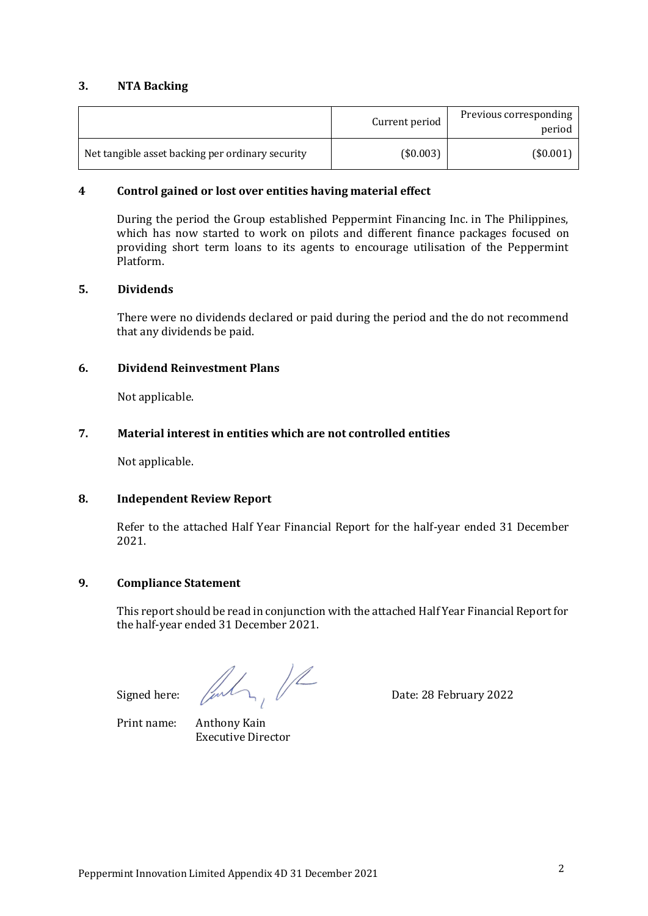## 3. NTA Backing

| | Current period | Previous corresponding period |
|---|---|---|
| Net tangible asset backing per ordinary security | ($0.003) | ($0.001) |

## 4 Control gained or lost over entities having material effect

During the period the Group established Peppermint Financing Inc. in The Philippines, which has now started to work on pilots and different finance packages focused on providing short term loans to its agents to encourage utilisation of the Peppermint Platform.

## 5. Dividends

There were no dividends declared or paid during the period and the do not recommend that any dividends be paid.

## 6. Dividend Reinvestment Plans

Not applicable.

## 7. Material interest in entities which are not controlled entities

Not applicable.

## 8. Independent Review Report

Refer to the attached Half Year Financial Report for the half-year ended 31 December 2021.

## 9. Compliance Statement

This report should be read in conjunction with the attached Half Year Financial Report for the half-year ended 31 December 2021.

Signed here: Date: 28 February 2022

Print name: Anthony Kain
Executive Director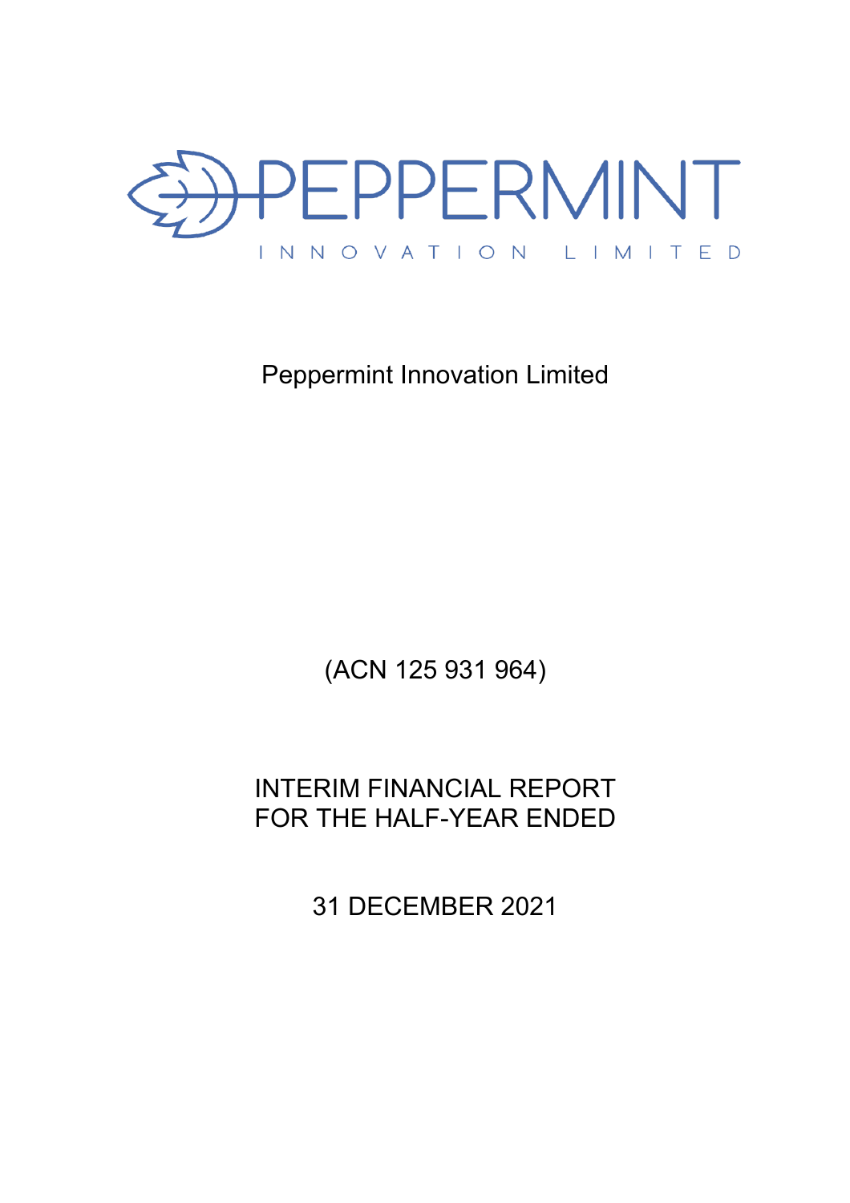PEPPERMINT

INNOVATION LIMITED

Peppermint Innovation Limited

(ACN 125 931 964)

INTERIM FINANCIAL REPORT
FOR THE HALF-YEAR ENDED

31 DECEMBER 2021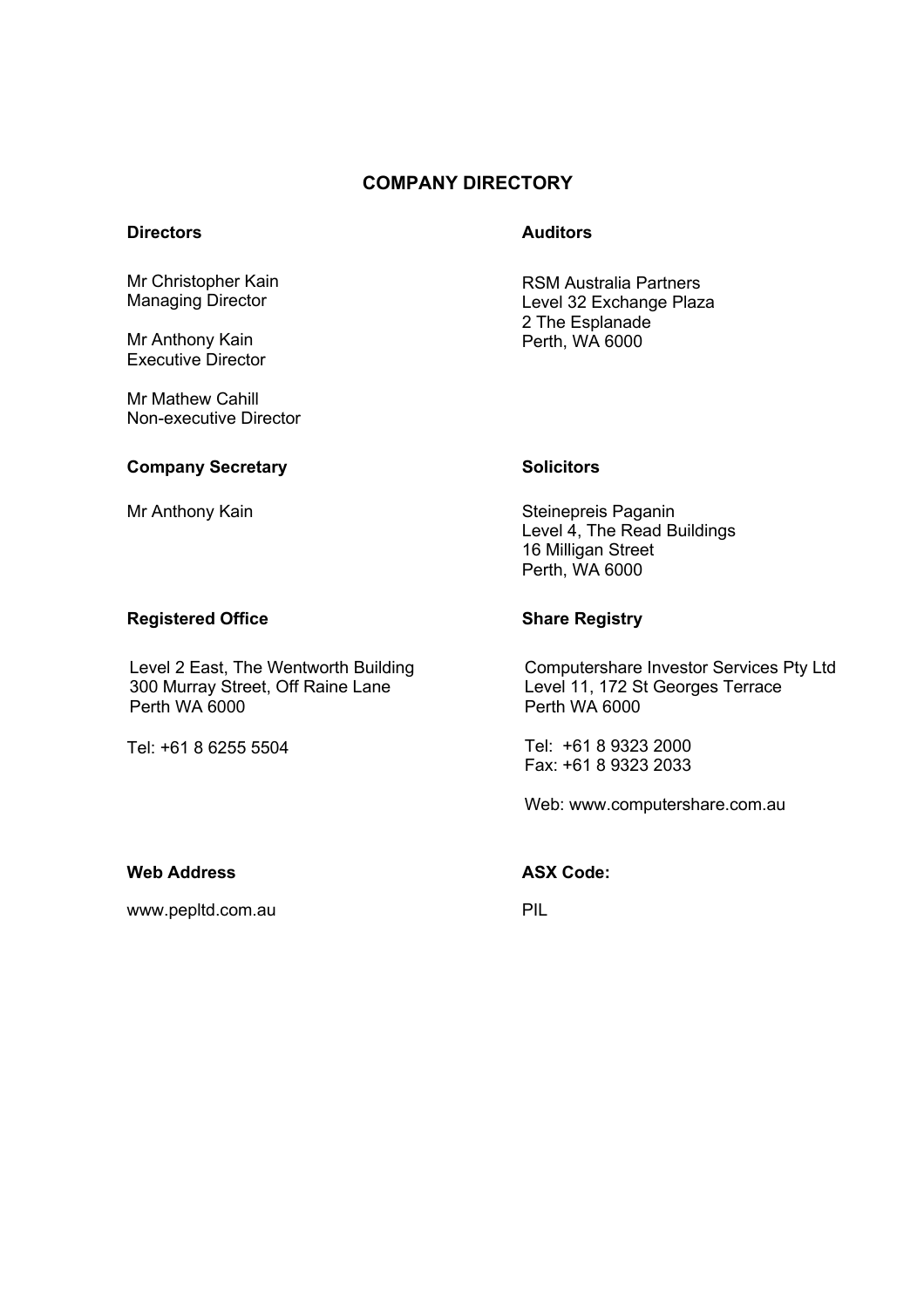# COMPANY DIRECTORY

**Directors**

Mr Christopher Kain
Managing Director

Mr Anthony Kain
Executive Director

Mr Mathew Cahill
Non-executive Director

**Company Secretary**

Mr Anthony Kain

**Registered Office**

Level 2 East, The Wentworth Building
300 Murray Street, Off Raine Lane
Perth WA 6000

Tel: +61 8 6255 5504

**Web Address**

www.pepltd.com.au

**Auditors**

RSM Australia Partners
Level 32 Exchange Plaza
2 The Esplanade
Perth, WA 6000

**Solicitors**

Steinepreis Paganin
Level 4, The Read Buildings
16 Milligan Street
Perth, WA 6000

**Share Registry**

Computershare Investor Services Pty Ltd
Level 11, 172 St Georges Terrace
Perth WA 6000

Tel: +61 8 9323 2000
Fax: +61 8 9323 2033

Web: www.computershare.com.au

**ASX Code:**

PIL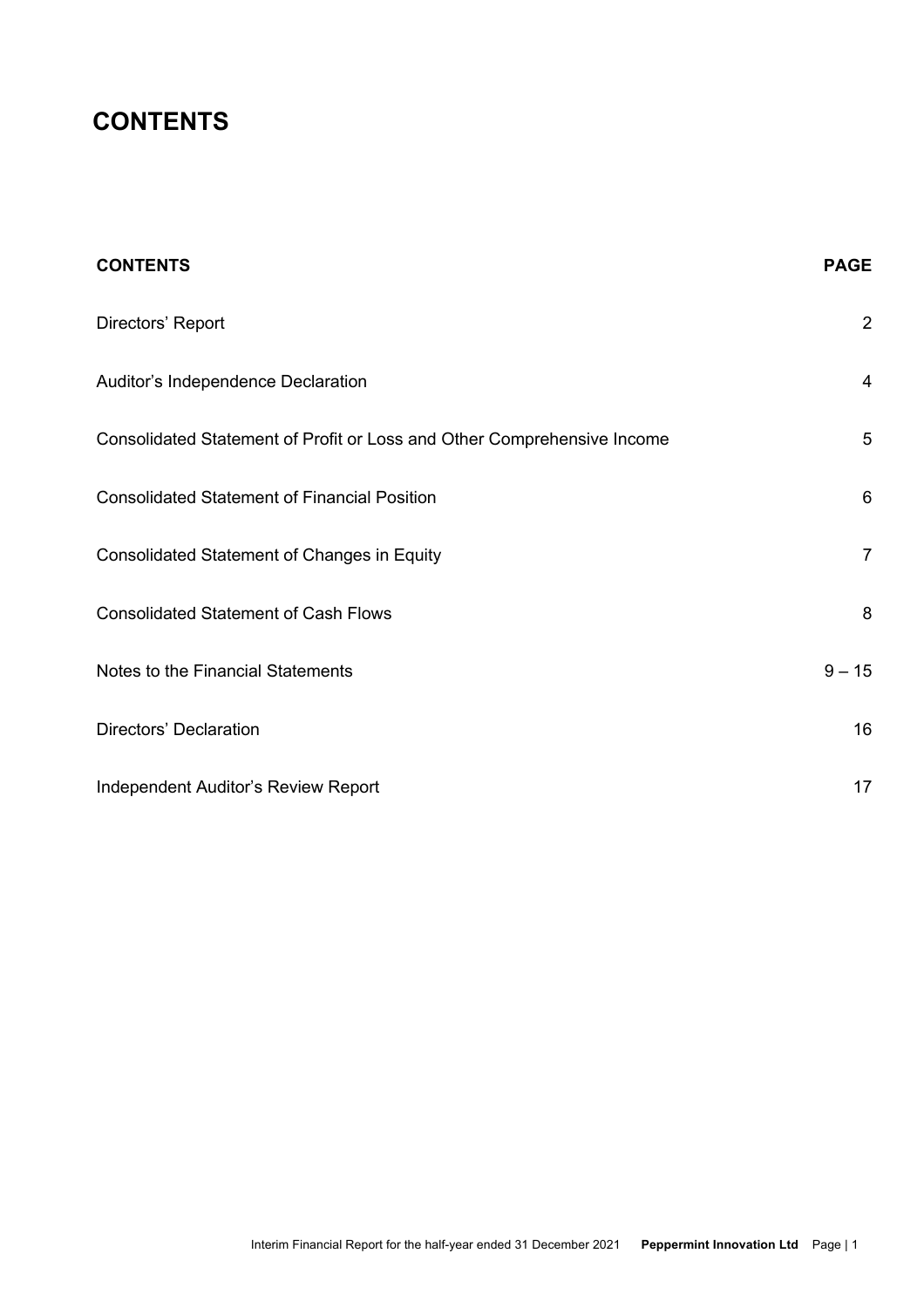# CONTENTS

| CONTENTS | PAGE |
|---|---|
| Directors' Report | 2 |
| Auditor's Independence Declaration | 4 |
| Consolidated Statement of Profit or Loss and Other Comprehensive Income | 5 |
| Consolidated Statement of Financial Position | 6 |
| Consolidated Statement of Changes in Equity | 7 |
| Consolidated Statement of Cash Flows | 8 |
| Notes to the Financial Statements | 9 – 15 |
| Directors' Declaration | 16 |
| Independent Auditor's Review Report | 17 |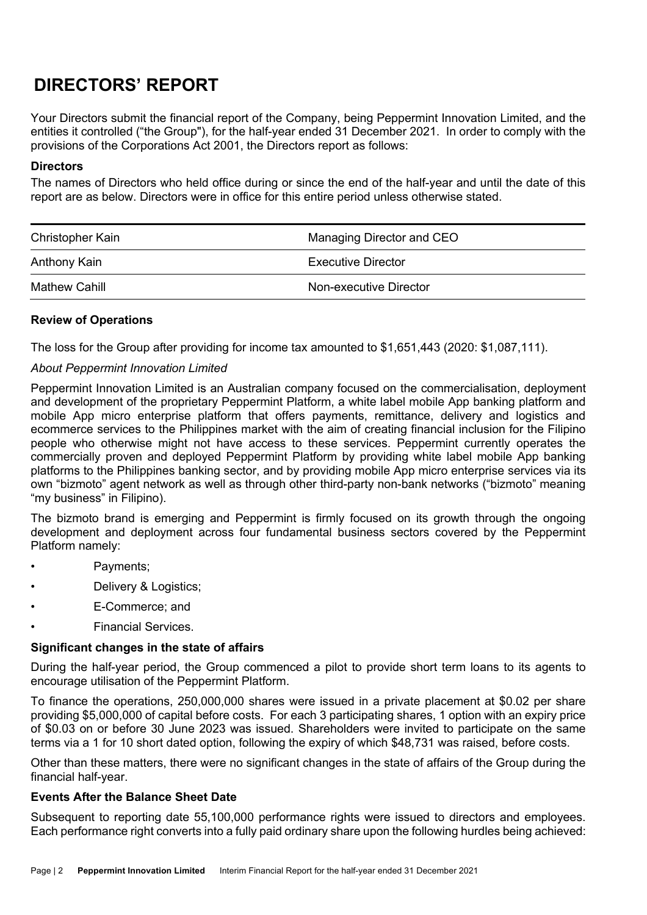# DIRECTORS' REPORT

Your Directors submit the financial report of the Company, being Peppermint Innovation Limited, and the entities it controlled ("the Group"), for the half-year ended 31 December 2021. In order to comply with the provisions of the Corporations Act 2001, the Directors report as follows:

### Directors

The names of Directors who held office during or since the end of the half-year and until the date of this report are as below. Directors were in office for this entire period unless otherwise stated.

| | |
|---|---|
| Christopher Kain | Managing Director and CEO |
| Anthony Kain | Executive Director |
| Mathew Cahill | Non-executive Director |

### Review of Operations

The loss for the Group after providing for income tax amounted to $1,651,443 (2020: $1,087,111).

*About Peppermint Innovation Limited*

Peppermint Innovation Limited is an Australian company focused on the commercialisation, deployment and development of the proprietary Peppermint Platform, a white label mobile App banking platform and mobile App micro enterprise platform that offers payments, remittance, delivery and logistics and ecommerce services to the Philippines market with the aim of creating financial inclusion for the Filipino people who otherwise might not have access to these services. Peppermint currently operates the commercially proven and deployed Peppermint Platform by providing white label mobile App banking platforms to the Philippines banking sector, and by providing mobile App micro enterprise services via its own "bizmoto" agent network as well as through other third-party non-bank networks ("bizmoto" meaning "my business" in Filipino).

The bizmoto brand is emerging and Peppermint is firmly focused on its growth through the ongoing development and deployment across four fundamental business sectors covered by the Peppermint Platform namely:

- Payments;
- Delivery & Logistics;
- E-Commerce; and
- Financial Services.

### Significant changes in the state of affairs

During the half-year period, the Group commenced a pilot to provide short term loans to its agents to encourage utilisation of the Peppermint Platform.

To finance the operations, 250,000,000 shares were issued in a private placement at $0.02 per share providing $5,000,000 of capital before costs. For each 3 participating shares, 1 option with an expiry price of $0.03 on or before 30 June 2023 was issued. Shareholders were invited to participate on the same terms via a 1 for 10 short dated option, following the expiry of which $48,731 was raised, before costs.

Other than these matters, there were no significant changes in the state of affairs of the Group during the financial half-year.

### Events After the Balance Sheet Date

Subsequent to reporting date 55,100,000 performance rights were issued to directors and employees. Each performance right converts into a fully paid ordinary share upon the following hurdles being achieved: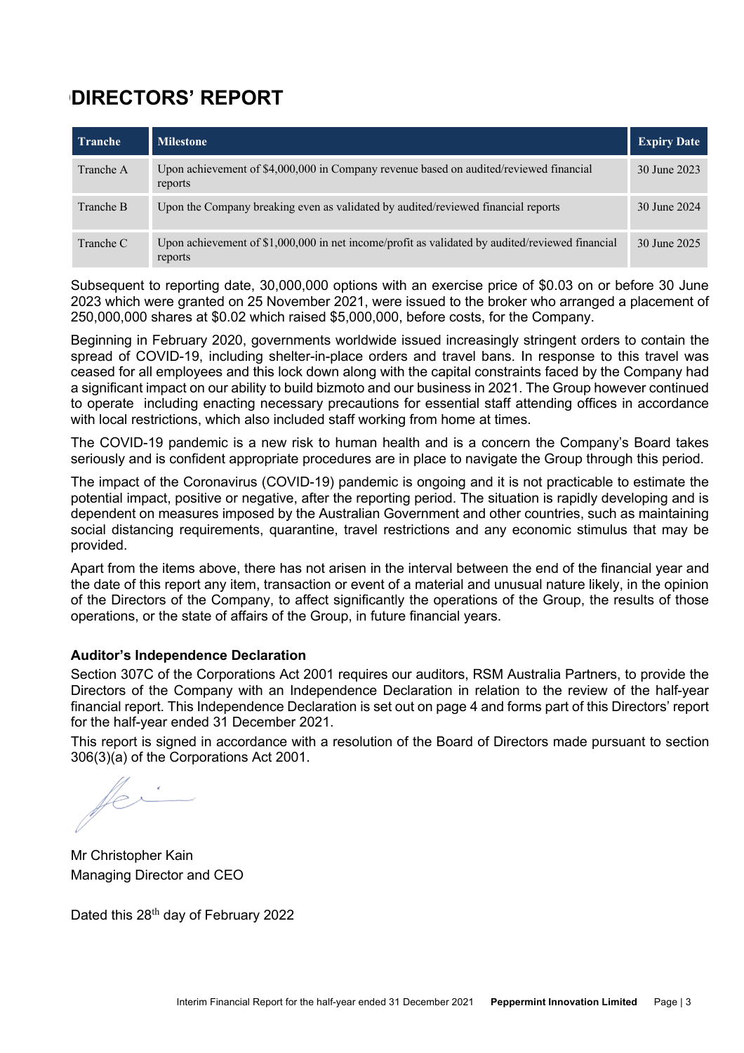# DIRECTORS' REPORT

| Tranche | Milestone | Expiry Date |
|---|---|---|
| Tranche A | Upon achievement of $4,000,000 in Company revenue based on audited/reviewed financial reports | 30 June 2023 |
| Tranche B | Upon the Company breaking even as validated by audited/reviewed financial reports | 30 June 2024 |
| Tranche C | Upon achievement of $1,000,000 in net income/profit as validated by audited/reviewed financial reports | 30 June 2025 |

Subsequent to reporting date, 30,000,000 options with an exercise price of $0.03 on or before 30 June 2023 which were granted on 25 November 2021, were issued to the broker who arranged a placement of 250,000,000 shares at $0.02 which raised $5,000,000, before costs, for the Company.

Beginning in February 2020, governments worldwide issued increasingly stringent orders to contain the spread of COVID-19, including shelter-in-place orders and travel bans. In response to this travel was ceased for all employees and this lock down along with the capital constraints faced by the Company had a significant impact on our ability to build bizmoto and our business in 2021. The Group however continued to operate including enacting necessary precautions for essential staff attending offices in accordance with local restrictions, which also included staff working from home at times.

The COVID-19 pandemic is a new risk to human health and is a concern the Company's Board takes seriously and is confident appropriate procedures are in place to navigate the Group through this period.

The impact of the Coronavirus (COVID-19) pandemic is ongoing and it is not practicable to estimate the potential impact, positive or negative, after the reporting period. The situation is rapidly developing and is dependent on measures imposed by the Australian Government and other countries, such as maintaining social distancing requirements, quarantine, travel restrictions and any economic stimulus that may be provided.

Apart from the items above, there has not arisen in the interval between the end of the financial year and the date of this report any item, transaction or event of a material and unusual nature likely, in the opinion of the Directors of the Company, to affect significantly the operations of the Group, the results of those operations, or the state of affairs of the Group, in future financial years.

**Auditor's Independence Declaration**

Section 307C of the Corporations Act 2001 requires our auditors, RSM Australia Partners, to provide the Directors of the Company with an Independence Declaration in relation to the review of the half-year financial report. This Independence Declaration is set out on page 4 and forms part of this Directors' report for the half-year ended 31 December 2021.

This report is signed in accordance with a resolution of the Board of Directors made pursuant to section 306(3)(a) of the Corporations Act 2001.

Mr Christopher Kain
Managing Director and CEO

Dated this 28th day of February 2022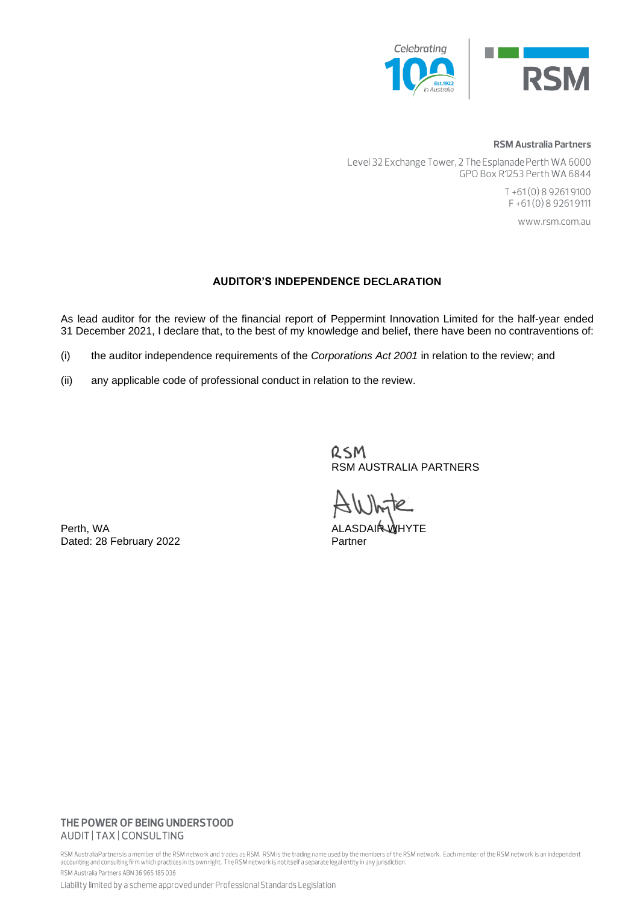**RSM Australia Partners**

Level 32 Exchange Tower, 2 The Esplanade Perth WA 6000
GPO Box R1253 Perth WA 6844

T +61 (0) 8 9261 9100
F +61 (0) 8 9261 9111

www.rsm.com.au

## AUDITOR'S INDEPENDENCE DECLARATION

As lead auditor for the review of the financial report of Peppermint Innovation Limited for the half-year ended 31 December 2021, I declare that, to the best of my knowledge and belief, there have been no contraventions of:

(i) the auditor independence requirements of the *Corporations Act 2001* in relation to the review; and

(ii) any applicable code of professional conduct in relation to the review.

RSM
RSM AUSTRALIA PARTNERS

ALASDAIR WHYTE
Partner

Perth, WA
Dated: 28 February 2022

**THE POWER OF BEING UNDERSTOOD**
AUDIT | TAX | CONSULTING

RSM Australia Partners is a member of the RSM network and trades as RSM. RSM is the trading name used by the members of the RSM network. Each member of the RSM network is an independent accounting and consulting firm which practices in its own right. The RSM network is not itself a separate legal entity in any jurisdiction.

RSM Australia Partners ABN 36 965 185 036

Liability limited by a scheme approved under Professional Standards Legislation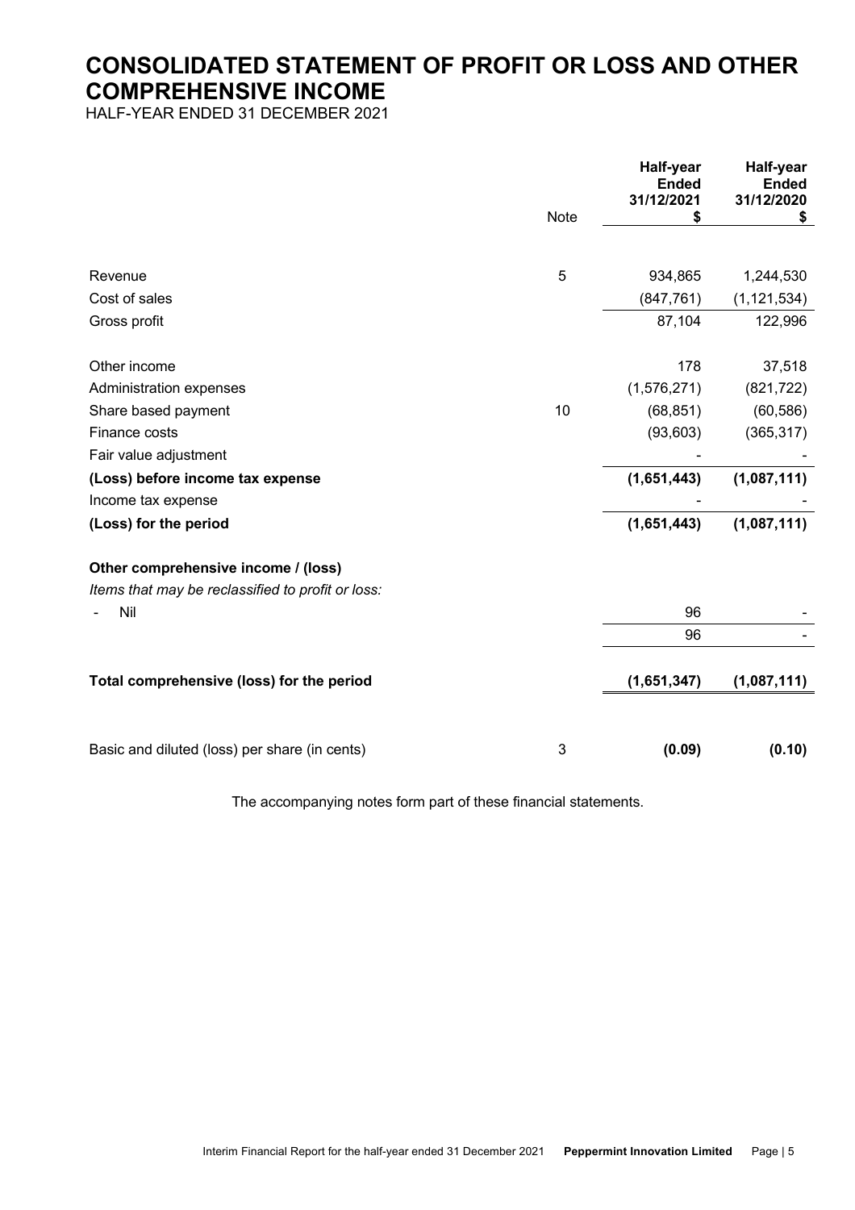# CONSOLIDATED STATEMENT OF PROFIT OR LOSS AND OTHER COMPREHENSIVE INCOME

HALF-YEAR ENDED 31 DECEMBER 2021

| | Note | Half-year Ended 31/12/2021 $ | Half-year Ended 31/12/2020 $ |
|---|---|---|---|
| Revenue | 5 | 934,865 | 1,244,530 |
| Cost of sales | | (847,761) | (1,121,534) |
| Gross profit | | 87,104 | 122,996 |
| | | | |
| Other income | | 178 | 37,518 |
| Administration expenses | | (1,576,271) | (821,722) |
| Share based payment | 10 | (68,851) | (60,586) |
| Finance costs | | (93,603) | (365,317) |
| Fair value adjustment | | - | - |
| **(Loss) before income tax expense** | | **(1,651,443)** | **(1,087,111)** |
| Income tax expense | | - | - |
| **(Loss) for the period** | | **(1,651,443)** | **(1,087,111)** |
| | | | |
| **Other comprehensive income / (loss)** | | | |
| *Items that may be reclassified to profit or loss:* | | | |
| - Nil | | 96 | - |
| | | 96 | - |
| | | | |
| **Total comprehensive (loss) for the period** | | **(1,651,347)** | **(1,087,111)** |
| | | | |
| Basic and diluted (loss) per share (in cents) | 3 | **(0.09)** | **(0.10)** |

The accompanying notes form part of these financial statements.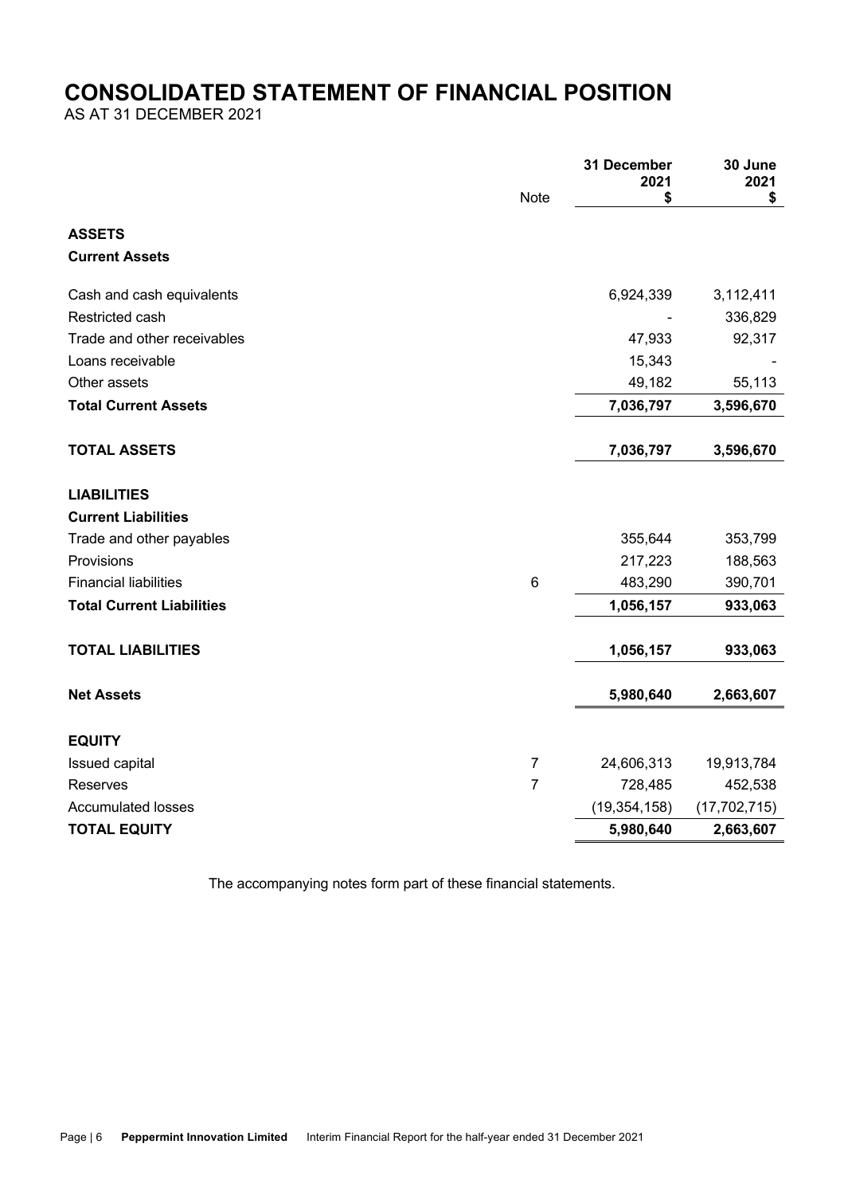# CONSOLIDATED STATEMENT OF FINANCIAL POSITION

AS AT 31 DECEMBER 2021

| | Note | 31 December 2021 $ | 30 June 2021 $ |
|---|---|---|---|
| **ASSETS** | | | |
| **Current Assets** | | | |
| Cash and cash equivalents | | 6,924,339 | 3,112,411 |
| Restricted cash | | - | 336,829 |
| Trade and other receivables | | 47,933 | 92,317 |
| Loans receivable | | 15,343 | - |
| Other assets | | 49,182 | 55,113 |
| **Total Current Assets** | | **7,036,797** | **3,596,670** |
| **TOTAL ASSETS** | | **7,036,797** | **3,596,670** |
| **LIABILITIES** | | | |
| **Current Liabilities** | | | |
| Trade and other payables | | 355,644 | 353,799 |
| Provisions | | 217,223 | 188,563 |
| Financial liabilities | 6 | 483,290 | 390,701 |
| **Total Current Liabilities** | | **1,056,157** | **933,063** |
| **TOTAL LIABILITIES** | | **1,056,157** | **933,063** |
| **Net Assets** | | **5,980,640** | **2,663,607** |
| **EQUITY** | | | |
| Issued capital | 7 | 24,606,313 | 19,913,784 |
| Reserves | 7 | 728,485 | 452,538 |
| Accumulated losses | | (19,354,158) | (17,702,715) |
| **TOTAL EQUITY** | | **5,980,640** | **2,663,607** |

The accompanying notes form part of these financial statements.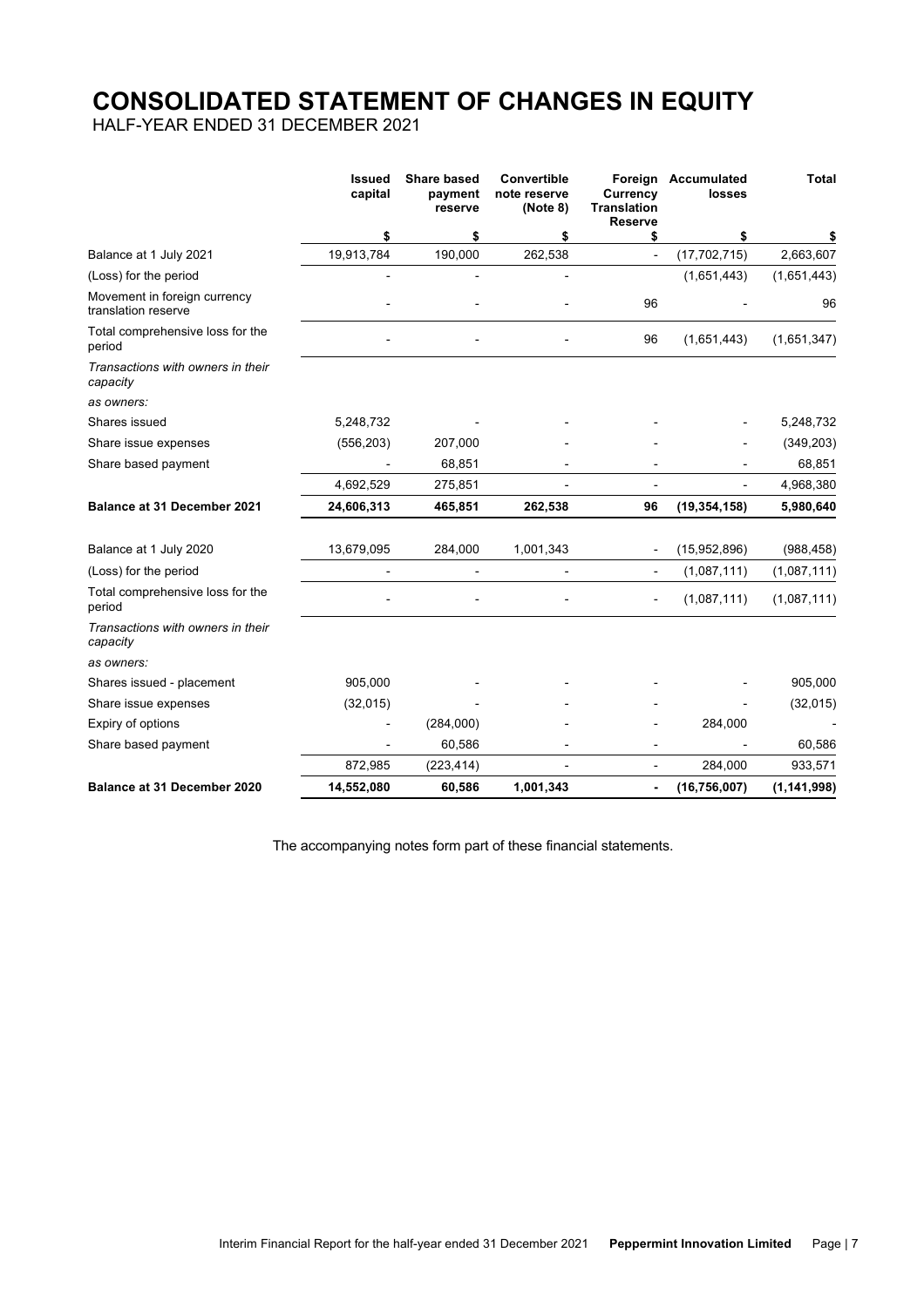# CONSOLIDATED STATEMENT OF CHANGES IN EQUITY

HALF-YEAR ENDED 31 DECEMBER 2021

| | Issued capital | Share based payment reserve | Convertible note reserve (Note 8) | Foreign Currency Translation Reserve | Accumulated losses | Total |
|---|---|---|---|---|---|---|
| | $ | $ | $ | $ | $ | $ |
| Balance at 1 July 2021 | 19,913,784 | 190,000 | 262,538 | - | (17,702,715) | 2,663,607 |
| (Loss) for the period | - | - | - | | (1,651,443) | (1,651,443) |
| Movement in foreign currency translation reserve | - | - | - | 96 | - | 96 |
| Total comprehensive loss for the period | - | - | - | 96 | (1,651,443) | (1,651,347) |
| *Transactions with owners in their capacity* | | | | | | |
| *as owners:* | | | | | | |
| Shares issued | 5,248,732 | - | - | - | - | 5,248,732 |
| Share issue expenses | (556,203) | 207,000 | - | - | - | (349,203) |
| Share based payment | - | 68,851 | - | - | - | 68,851 |
| | 4,692,529 | 275,851 | - | - | - | 4,968,380 |
| **Balance at 31 December 2021** | **24,606,313** | **465,851** | **262,538** | **96** | **(19,354,158)** | **5,980,640** |
| | | | | | | |
| Balance at 1 July 2020 | 13,679,095 | 284,000 | 1,001,343 | - | (15,952,896) | (988,458) |
| (Loss) for the period | - | - | - | - | (1,087,111) | (1,087,111) |
| Total comprehensive loss for the period | - | - | - | - | (1,087,111) | (1,087,111) |
| *Transactions with owners in their capacity* | | | | | | |
| *as owners:* | | | | | | |
| Shares issued - placement | 905,000 | - | - | - | - | 905,000 |
| Share issue expenses | (32,015) | - | - | - | - | (32,015) |
| Expiry of options | - | (284,000) | - | - | 284,000 | - |
| Share based payment | - | 60,586 | - | - | - | 60,586 |
| | 872,985 | (223,414) | - | - | 284,000 | 933,571 |
| **Balance at 31 December 2020** | **14,552,080** | **60,586** | **1,001,343** | **-** | **(16,756,007)** | **(1,141,998)** |

The accompanying notes form part of these financial statements.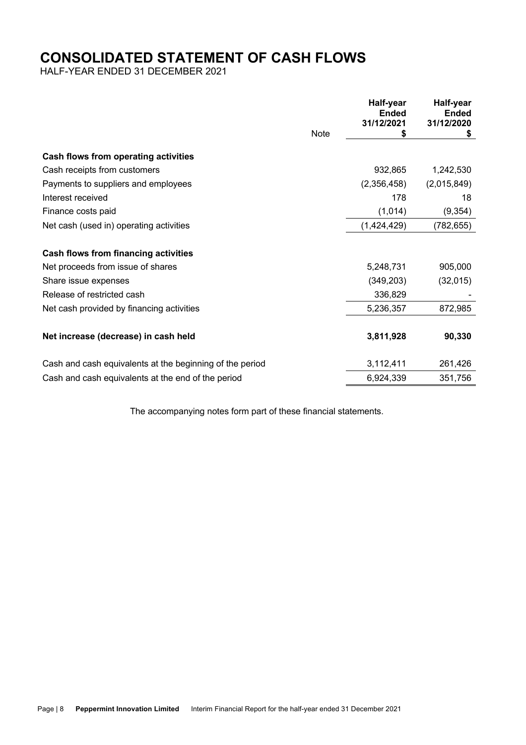# CONSOLIDATED STATEMENT OF CASH FLOWS

HALF-YEAR ENDED 31 DECEMBER 2021

| | Note | Half-year Ended 31/12/2021 $ | Half-year Ended 31/12/2020 $ |
|---|---|---|---|
| **Cash flows from operating activities** | | | |
| Cash receipts from customers | | 932,865 | 1,242,530 |
| Payments to suppliers and employees | | (2,356,458) | (2,015,849) |
| Interest received | | 178 | 18 |
| Finance costs paid | | (1,014) | (9,354) |
| Net cash (used in) operating activities | | (1,424,429) | (782,655) |
| | | | |
| **Cash flows from financing activities** | | | |
| Net proceeds from issue of shares | | 5,248,731 | 905,000 |
| Share issue expenses | | (349,203) | (32,015) |
| Release of restricted cash | | 336,829 | - |
| Net cash provided by financing activities | | 5,236,357 | 872,985 |
| | | | |
| **Net increase (decrease) in cash held** | | **3,811,928** | **90,330** |
| | | | |
| Cash and cash equivalents at the beginning of the period | | 3,112,411 | 261,426 |
| Cash and cash equivalents at the end of the period | | 6,924,339 | 351,756 |

The accompanying notes form part of these financial statements.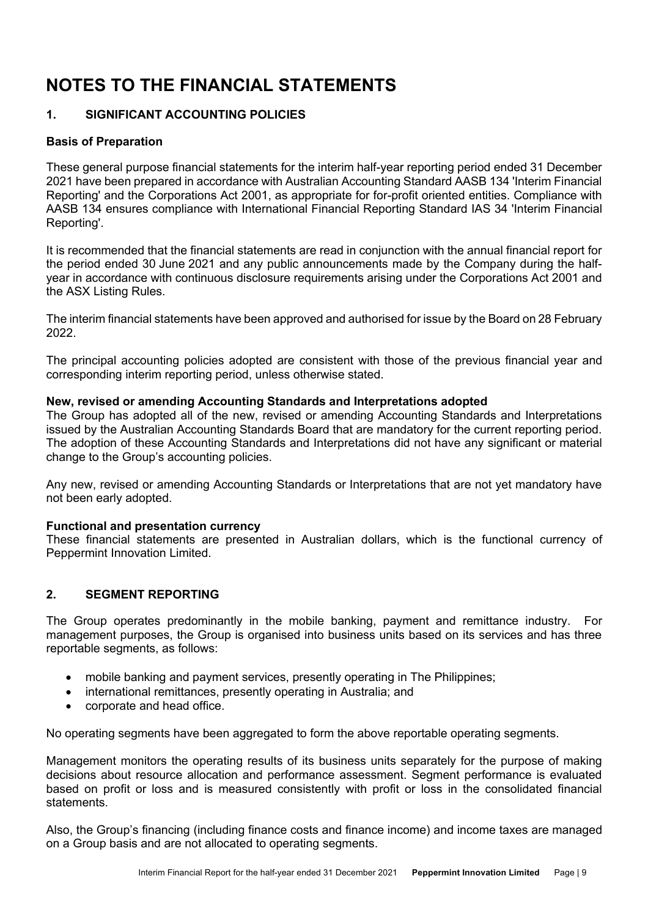# NOTES TO THE FINANCIAL STATEMENTS

## 1. SIGNIFICANT ACCOUNTING POLICIES

### Basis of Preparation

These general purpose financial statements for the interim half-year reporting period ended 31 December 2021 have been prepared in accordance with Australian Accounting Standard AASB 134 'Interim Financial Reporting' and the Corporations Act 2001, as appropriate for for-profit oriented entities. Compliance with AASB 134 ensures compliance with International Financial Reporting Standard IAS 34 'Interim Financial Reporting'.

It is recommended that the financial statements are read in conjunction with the annual financial report for the period ended 30 June 2021 and any public announcements made by the Company during the half-year in accordance with continuous disclosure requirements arising under the Corporations Act 2001 and the ASX Listing Rules.

The interim financial statements have been approved and authorised for issue by the Board on 28 February 2022.

The principal accounting policies adopted are consistent with those of the previous financial year and corresponding interim reporting period, unless otherwise stated.

**New, revised or amending Accounting Standards and Interpretations adopted**

The Group has adopted all of the new, revised or amending Accounting Standards and Interpretations issued by the Australian Accounting Standards Board that are mandatory for the current reporting period. The adoption of these Accounting Standards and Interpretations did not have any significant or material change to the Group's accounting policies.

Any new, revised or amending Accounting Standards or Interpretations that are not yet mandatory have not been early adopted.

**Functional and presentation currency**

These financial statements are presented in Australian dollars, which is the functional currency of Peppermint Innovation Limited.

## 2. SEGMENT REPORTING

The Group operates predominantly in the mobile banking, payment and remittance industry. For management purposes, the Group is organised into business units based on its services and has three reportable segments, as follows:

- mobile banking and payment services, presently operating in The Philippines;
- international remittances, presently operating in Australia; and
- corporate and head office.

No operating segments have been aggregated to form the above reportable operating segments.

Management monitors the operating results of its business units separately for the purpose of making decisions about resource allocation and performance assessment. Segment performance is evaluated based on profit or loss and is measured consistently with profit or loss in the consolidated financial statements.

Also, the Group's financing (including finance costs and finance income) and income taxes are managed on a Group basis and are not allocated to operating segments.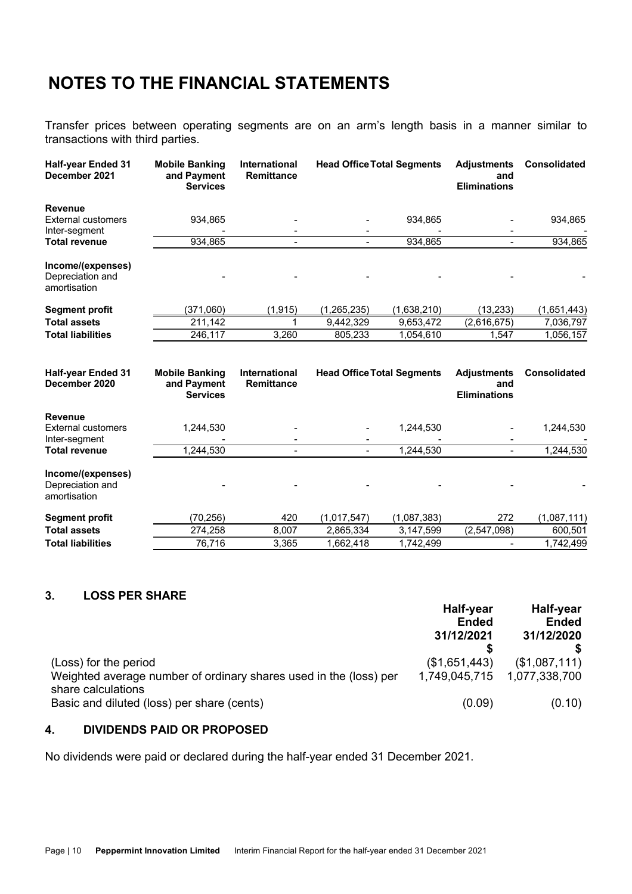# NOTES TO THE FINANCIAL STATEMENTS

Transfer prices between operating segments are on an arm's length basis in a manner similar to transactions with third parties.

| Half-year Ended 31 December 2021 | Mobile Banking and Payment Services | International Remittance | Head Office | Total Segments | Adjustments and Eliminations | Consolidated |
|---|---|---|---|---|---|---|
| **Revenue** | | | | | | |
| External customers | 934,865 | - | - | 934,865 | - | 934,865 |
| Inter-segment | - | - | - | - | - | - |
| **Total revenue** | 934,865 | - | - | 934,865 | - | 934,865 |
| **Income/(expenses)** | | | | | | |
| Depreciation and amortisation | - | - | - | - | - | - |
| **Segment profit** | (371,060) | (1,915) | (1,265,235) | (1,638,210) | (13,233) | (1,651,443) |
| **Total assets** | 211,142 | 1 | 9,442,329 | 9,653,472 | (2,616,675) | 7,036,797 |
| **Total liabilities** | 246,117 | 3,260 | 805,233 | 1,054,610 | 1,547 | 1,056,157 |

| Half-year Ended 31 December 2020 | Mobile Banking and Payment Services | International Remittance | Head Office | Total Segments | Adjustments and Eliminations | Consolidated |
|---|---|---|---|---|---|---|
| **Revenue** | | | | | | |
| External customers | 1,244,530 | - | - | 1,244,530 | - | 1,244,530 |
| Inter-segment | - | - | - | - | - | - |
| **Total revenue** | 1,244,530 | - | - | 1,244,530 | - | 1,244,530 |
| **Income/(expenses)** | | | | | | |
| Depreciation and amortisation | - | - | - | - | - | - |
| **Segment profit** | (70,256) | 420 | (1,017,547) | (1,087,383) | 272 | (1,087,111) |
| **Total assets** | 274,258 | 8,007 | 2,865,334 | 3,147,599 | (2,547,098) | 600,501 |
| **Total liabilities** | 76,716 | 3,365 | 1,662,418 | 1,742,499 | - | 1,742,499 |

## 3. LOSS PER SHARE

| | Half-year Ended 31/12/2021 $ | Half-year Ended 31/12/2020 $ |
|---|---|---|
| (Loss) for the period | ($1,651,443) | ($1,087,111) |
| Weighted average number of ordinary shares used in the (loss) per share calculations | 1,749,045,715 | 1,077,338,700 |
| Basic and diluted (loss) per share (cents) | (0.09) | (0.10) |

## 4. DIVIDENDS PAID OR PROPOSED

No dividends were paid or declared during the half-year ended 31 December 2021.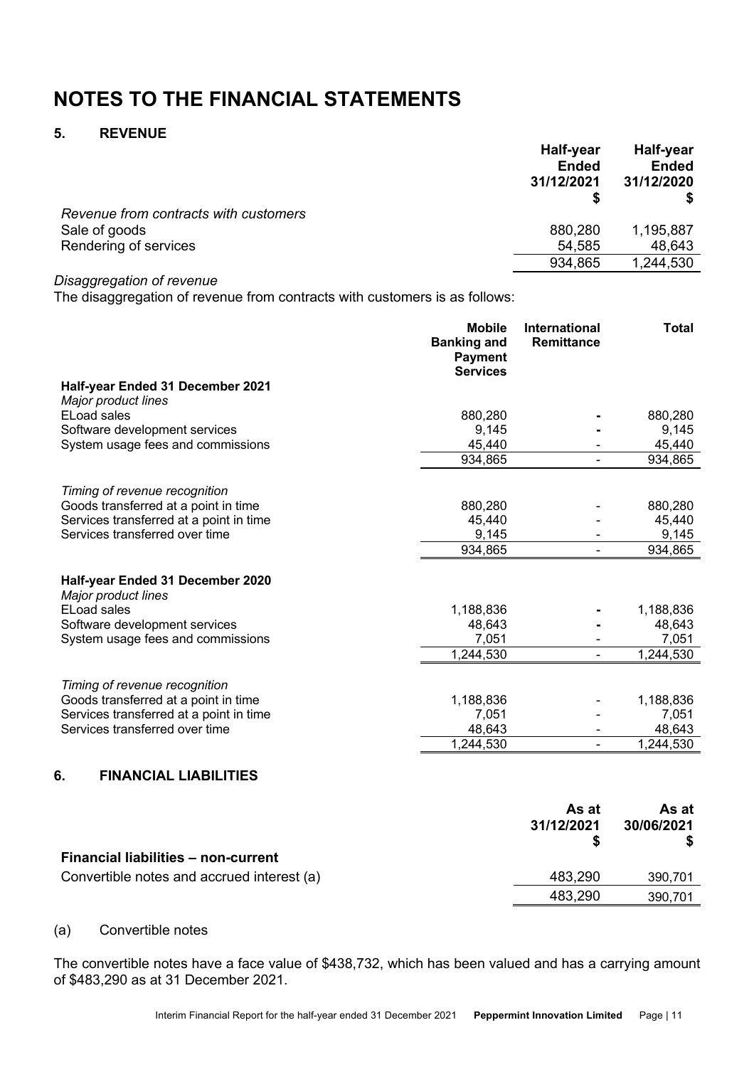# NOTES TO THE FINANCIAL STATEMENTS

## 5. REVENUE

| | Half-year Ended 31/12/2021 $ | Half-year Ended 31/12/2020 $ |
|---|---|---|
| *Revenue from contracts with customers* | | |
| Sale of goods | 880,280 | 1,195,887 |
| Rendering of services | 54,585 | 48,643 |
| | 934,865 | 1,244,530 |

*Disaggregation of revenue*

The disaggregation of revenue from contracts with customers is as follows:

| | Mobile Banking and Payment Services | International Remittance | Total |
|---|---|---|---|
| **Half-year Ended 31 December 2021** | | | |
| *Major product lines* | | | |
| ELoad sales | 880,280 | - | 880,280 |
| Software development services | 9,145 | - | 9,145 |
| System usage fees and commissions | 45,440 | - | 45,440 |
| | 934,865 | - | 934,865 |
| *Timing of revenue recognition* | | | |
| Goods transferred at a point in time | 880,280 | - | 880,280 |
| Services transferred at a point in time | 45,440 | - | 45,440 |
| Services transferred over time | 9,145 | - | 9,145 |
| | 934,865 | - | 934,865 |
| **Half-year Ended 31 December 2020** | | | |
| *Major product lines* | | | |
| ELoad sales | 1,188,836 | - | 1,188,836 |
| Software development services | 48,643 | - | 48,643 |
| System usage fees and commissions | 7,051 | - | 7,051 |
| | 1,244,530 | - | 1,244,530 |
| *Timing of revenue recognition* | | | |
| Goods transferred at a point in time | 1,188,836 | - | 1,188,836 |
| Services transferred at a point in time | 7,051 | - | 7,051 |
| Services transferred over time | 48,643 | - | 48,643 |
| | 1,244,530 | - | 1,244,530 |

## 6. FINANCIAL LIABILITIES

| | As at 31/12/2021 $ | As at 30/06/2021 $ |
|---|---|---|
| **Financial liabilities – non-current** | | |
| Convertible notes and accrued interest (a) | 483,290 | 390,701 |
| | 483,290 | 390,701 |

(a) Convertible notes

The convertible notes have a face value of $438,732, which has been valued and has a carrying amount of $483,290 as at 31 December 2021.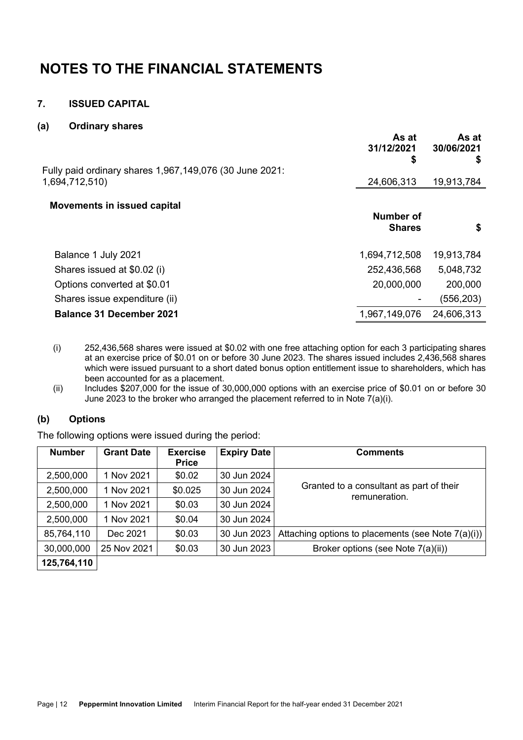# NOTES TO THE FINANCIAL STATEMENTS

## 7. ISSUED CAPITAL

### (a) Ordinary shares

| | As at 31/12/2021 $ | As at 30/06/2021 $ |
|---|---|---|
| Fully paid ordinary shares 1,967,149,076 (30 June 2021: 1,694,712,510) | 24,606,313 | 19,913,784 |

**Movements in issued capital**

| | Number of Shares | $ |
|---|---|---|
| Balance 1 July 2021 | 1,694,712,508 | 19,913,784 |
| Shares issued at $0.02 (i) | 252,436,568 | 5,048,732 |
| Options converted at $0.01 | 20,000,000 | 200,000 |
| Shares issue expenditure (ii) | - | (556,203) |
| **Balance 31 December 2021** | 1,967,149,076 | 24,606,313 |

(i) 252,436,568 shares were issued at $0.02 with one free attaching option for each 3 participating shares at an exercise price of $0.01 on or before 30 June 2023. The shares issued includes 2,436,568 shares which were issued pursuant to a short dated bonus option entitlement issue to shareholders, which has been accounted for as a placement.

(ii) Includes $207,000 for the issue of 30,000,000 options with an exercise price of $0.01 on or before 30 June 2023 to the broker who arranged the placement referred to in Note 7(a)(i).

### (b) Options

The following options were issued during the period:

| Number | Grant Date | Exercise Price | Expiry Date | Comments |
|---|---|---|---|---|
| 2,500,000 | 1 Nov 2021 | $0.02 | 30 Jun 2024 | Granted to a consultant as part of their remuneration. |
| 2,500,000 | 1 Nov 2021 | $0.025 | 30 Jun 2024 | |
| 2,500,000 | 1 Nov 2021 | $0.03 | 30 Jun 2024 | |
| 2,500,000 | 1 Nov 2021 | $0.04 | 30 Jun 2024 | |
| 85,764,110 | Dec 2021 | $0.03 | 30 Jun 2023 | Attaching options to placements (see Note 7(a)(i)) |
| 30,000,000 | 25 Nov 2021 | $0.03 | 30 Jun 2023 | Broker options (see Note 7(a)(ii)) |
| **125,764,110** | | | | |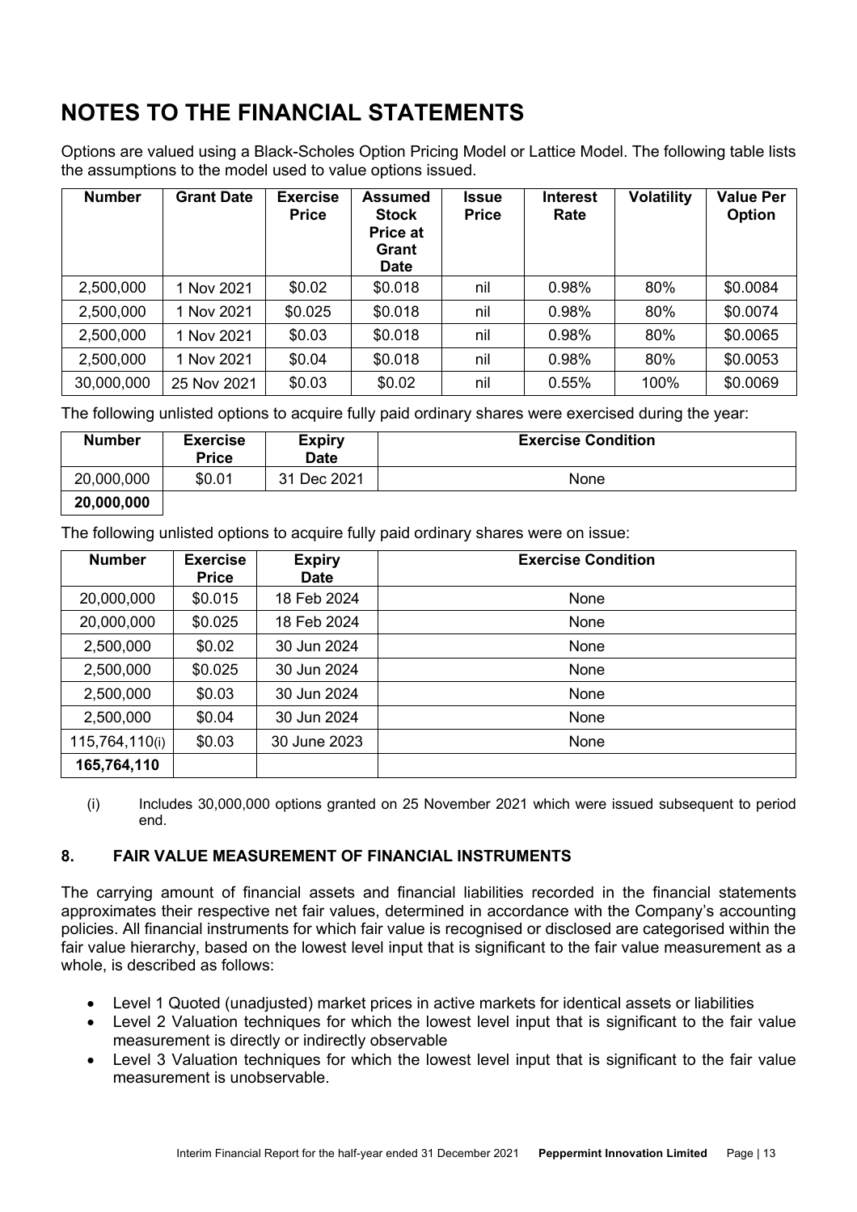# NOTES TO THE FINANCIAL STATEMENTS

Options are valued using a Black-Scholes Option Pricing Model or Lattice Model. The following table lists the assumptions to the model used to value options issued.

| Number | Grant Date | Exercise Price | Assumed Stock Price at Grant Date | Issue Price | Interest Rate | Volatility | Value Per Option |
|---|---|---|---|---|---|---|---|
| 2,500,000 | 1 Nov 2021 | $0.02 | $0.018 | nil | 0.98% | 80% | $0.0084 |
| 2,500,000 | 1 Nov 2021 | $0.025 | $0.018 | nil | 0.98% | 80% | $0.0074 |
| 2,500,000 | 1 Nov 2021 | $0.03 | $0.018 | nil | 0.98% | 80% | $0.0065 |
| 2,500,000 | 1 Nov 2021 | $0.04 | $0.018 | nil | 0.98% | 80% | $0.0053 |
| 30,000,000 | 25 Nov 2021 | $0.03 | $0.02 | nil | 0.55% | 100% | $0.0069 |

The following unlisted options to acquire fully paid ordinary shares were exercised during the year:

| Number | Exercise Price | Expiry Date | Exercise Condition |
|---|---|---|---|
| 20,000,000 | $0.01 | 31 Dec 2021 | None |
| **20,000,000** | | | |

The following unlisted options to acquire fully paid ordinary shares were on issue:

| Number | Exercise Price | Expiry Date | Exercise Condition |
|---|---|---|---|
| 20,000,000 | $0.015 | 18 Feb 2024 | None |
| 20,000,000 | $0.025 | 18 Feb 2024 | None |
| 2,500,000 | $0.02 | 30 Jun 2024 | None |
| 2,500,000 | $0.025 | 30 Jun 2024 | None |
| 2,500,000 | $0.03 | 30 Jun 2024 | None |
| 2,500,000 | $0.04 | 30 Jun 2024 | None |
| 115,764,110(i) | $0.03 | 30 June 2023 | None |
| **165,764,110** | | | |

(i) Includes 30,000,000 options granted on 25 November 2021 which were issued subsequent to period end.

## 8. FAIR VALUE MEASUREMENT OF FINANCIAL INSTRUMENTS

The carrying amount of financial assets and financial liabilities recorded in the financial statements approximates their respective net fair values, determined in accordance with the Company's accounting policies. All financial instruments for which fair value is recognised or disclosed are categorised within the fair value hierarchy, based on the lowest level input that is significant to the fair value measurement as a whole, is described as follows:

- Level 1 Quoted (unadjusted) market prices in active markets for identical assets or liabilities
- Level 2 Valuation techniques for which the lowest level input that is significant to the fair value measurement is directly or indirectly observable
- Level 3 Valuation techniques for which the lowest level input that is significant to the fair value measurement is unobservable.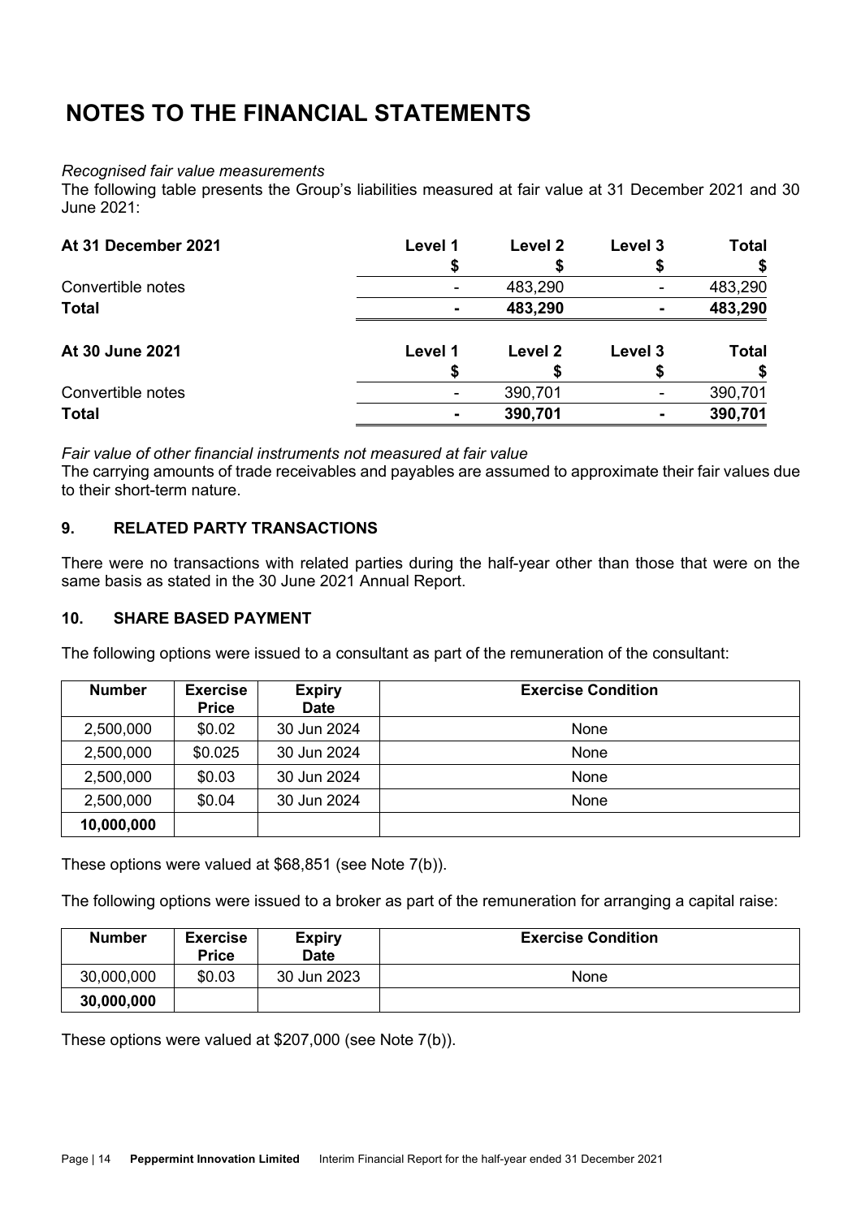# NOTES TO THE FINANCIAL STATEMENTS

*Recognised fair value measurements*

The following table presents the Group's liabilities measured at fair value at 31 December 2021 and 30 June 2021:

| At 31 December 2021 | Level 1 | Level 2 | Level 3 | Total |
|---|---|---|---|---|
| | $ | $ | $ | $ |
| Convertible notes | - | 483,290 | - | 483,290 |
| **Total** | **-** | **483,290** | **-** | **483,290** |

| At 30 June 2021 | Level 1 | Level 2 | Level 3 | Total |
|---|---|---|---|---|
| | $ | $ | $ | $ |
| Convertible notes | - | 390,701 | - | 390,701 |
| **Total** | **-** | **390,701** | **-** | **390,701** |

*Fair value of other financial instruments not measured at fair value*

The carrying amounts of trade receivables and payables are assumed to approximate their fair values due to their short-term nature.

## 9. RELATED PARTY TRANSACTIONS

There were no transactions with related parties during the half-year other than those that were on the same basis as stated in the 30 June 2021 Annual Report.

## 10. SHARE BASED PAYMENT

The following options were issued to a consultant as part of the remuneration of the consultant:

| Number | Exercise Price | Expiry Date | Exercise Condition |
|---|---|---|---|
| 2,500,000 | $0.02 | 30 Jun 2024 | None |
| 2,500,000 | $0.025 | 30 Jun 2024 | None |
| 2,500,000 | $0.03 | 30 Jun 2024 | None |
| 2,500,000 | $0.04 | 30 Jun 2024 | None |
| **10,000,000** | | | |

These options were valued at $68,851 (see Note 7(b)).

The following options were issued to a broker as part of the remuneration for arranging a capital raise:

| Number | Exercise Price | Expiry Date | Exercise Condition |
|---|---|---|---|
| 30,000,000 | $0.03 | 30 Jun 2023 | None |
| **30,000,000** | | | |

These options were valued at $207,000 (see Note 7(b)).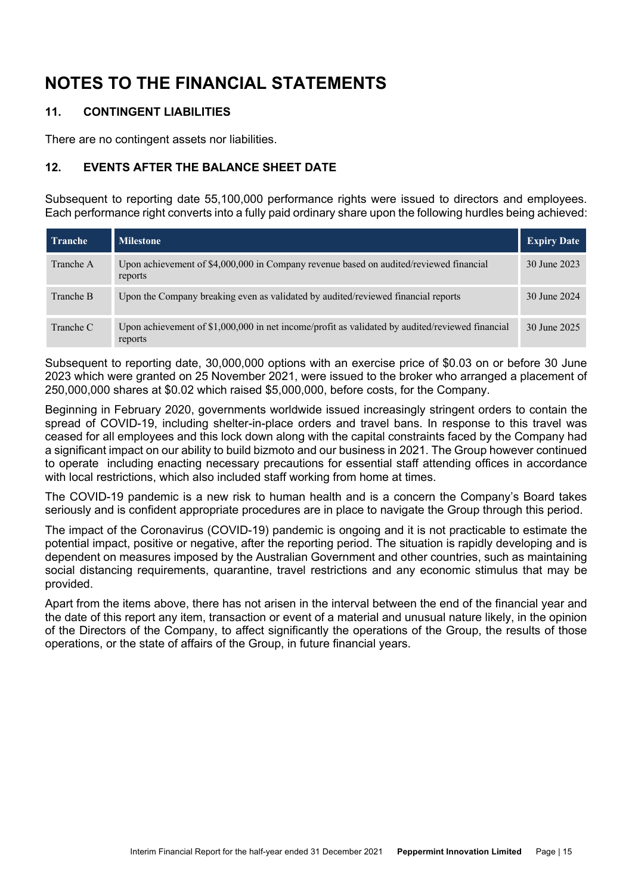# NOTES TO THE FINANCIAL STATEMENTS

## 11. CONTINGENT LIABILITIES

There are no contingent assets nor liabilities.

## 12. EVENTS AFTER THE BALANCE SHEET DATE

Subsequent to reporting date 55,100,000 performance rights were issued to directors and employees. Each performance right converts into a fully paid ordinary share upon the following hurdles being achieved:

| Tranche | Milestone | Expiry Date |
|---|---|---|
| Tranche A | Upon achievement of $4,000,000 in Company revenue based on audited/reviewed financial reports | 30 June 2023 |
| Tranche B | Upon the Company breaking even as validated by audited/reviewed financial reports | 30 June 2024 |
| Tranche C | Upon achievement of $1,000,000 in net income/profit as validated by audited/reviewed financial reports | 30 June 2025 |

Subsequent to reporting date, 30,000,000 options with an exercise price of $0.03 on or before 30 June 2023 which were granted on 25 November 2021, were issued to the broker who arranged a placement of 250,000,000 shares at $0.02 which raised $5,000,000, before costs, for the Company.

Beginning in February 2020, governments worldwide issued increasingly stringent orders to contain the spread of COVID-19, including shelter-in-place orders and travel bans. In response to this travel was ceased for all employees and this lock down along with the capital constraints faced by the Company had a significant impact on our ability to build bizmoto and our business in 2021. The Group however continued to operate including enacting necessary precautions for essential staff attending offices in accordance with local restrictions, which also included staff working from home at times.

The COVID-19 pandemic is a new risk to human health and is a concern the Company's Board takes seriously and is confident appropriate procedures are in place to navigate the Group through this period.

The impact of the Coronavirus (COVID-19) pandemic is ongoing and it is not practicable to estimate the potential impact, positive or negative, after the reporting period. The situation is rapidly developing and is dependent on measures imposed by the Australian Government and other countries, such as maintaining social distancing requirements, quarantine, travel restrictions and any economic stimulus that may be provided.

Apart from the items above, there has not arisen in the interval between the end of the financial year and the date of this report any item, transaction or event of a material and unusual nature likely, in the opinion of the Directors of the Company, to affect significantly the operations of the Group, the results of those operations, or the state of affairs of the Group, in future financial years.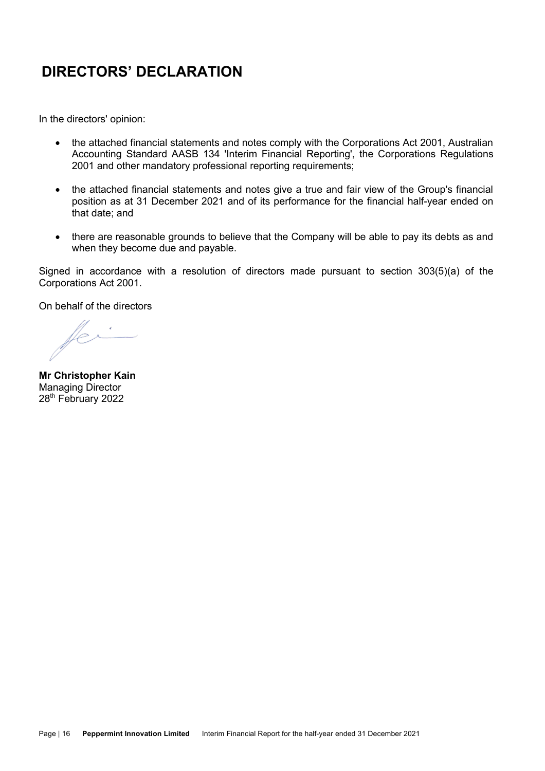# DIRECTORS' DECLARATION

In the directors' opinion:

- the attached financial statements and notes comply with the Corporations Act 2001, Australian Accounting Standard AASB 134 'Interim Financial Reporting', the Corporations Regulations 2001 and other mandatory professional reporting requirements;
- the attached financial statements and notes give a true and fair view of the Group's financial position as at 31 December 2021 and of its performance for the financial half-year ended on that date; and
- there are reasonable grounds to believe that the Company will be able to pay its debts as and when they become due and payable.

Signed in accordance with a resolution of directors made pursuant to section 303(5)(a) of the Corporations Act 2001.

On behalf of the directors

**Mr Christopher Kain**
Managing Director
28th February 2022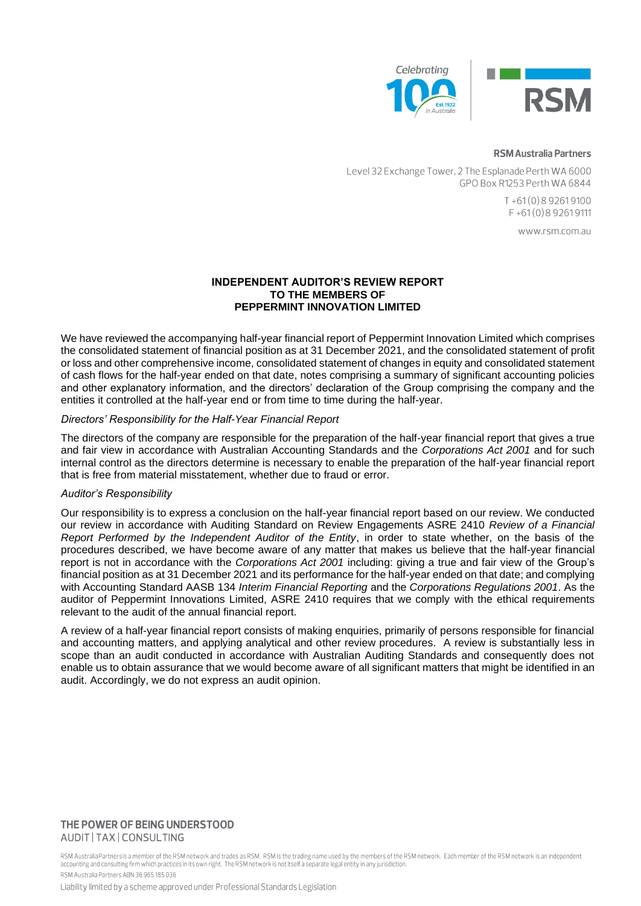**RSM Australia Partners**

Level 32 Exchange Tower, 2 The Esplanade Perth WA 6000
GPO Box R1253 Perth WA 6844

T +61 (0) 8 9261 9100
F +61 (0) 8 9261 9111

www.rsm.com.au

# INDEPENDENT AUDITOR'S REVIEW REPORT TO THE MEMBERS OF PEPPERMINT INNOVATION LIMITED

We have reviewed the accompanying half-year financial report of Peppermint Innovation Limited which comprises the consolidated statement of financial position as at 31 December 2021, and the consolidated statement of profit or loss and other comprehensive income, consolidated statement of changes in equity and consolidated statement of cash flows for the half-year ended on that date, notes comprising a summary of significant accounting policies and other explanatory information, and the directors' declaration of the Group comprising the company and the entities it controlled at the half-year end or from time to time during the half-year.

*Directors' Responsibility for the Half-Year Financial Report*

The directors of the company are responsible for the preparation of the half-year financial report that gives a true and fair view in accordance with Australian Accounting Standards and the *Corporations Act 2001* and for such internal control as the directors determine is necessary to enable the preparation of the half-year financial report that is free from material misstatement, whether due to fraud or error.

*Auditor's Responsibility*

Our responsibility is to express a conclusion on the half-year financial report based on our review. We conducted our review in accordance with Auditing Standard on Review Engagements ASRE 2410 *Review of a Financial Report Performed by the Independent Auditor of the Entity*, in order to state whether, on the basis of the procedures described, we have become aware of any matter that makes us believe that the half-year financial report is not in accordance with the *Corporations Act 2001* including: giving a true and fair view of the Group's financial position as at 31 December 2021 and its performance for the half-year ended on that date; and complying with Accounting Standard AASB 134 *Interim Financial Reporting* and the *Corporations Regulations 2001*. As the auditor of Peppermint Innovations Limited, ASRE 2410 requires that we comply with the ethical requirements relevant to the audit of the annual financial report.

A review of a half-year financial report consists of making enquiries, primarily of persons responsible for financial and accounting matters, and applying analytical and other review procedures. A review is substantially less in scope than an audit conducted in accordance with Australian Auditing Standards and consequently does not enable us to obtain assurance that we would become aware of all significant matters that might be identified in an audit. Accordingly, we do not express an audit opinion.

**THE POWER OF BEING UNDERSTOOD**
AUDIT | TAX | CONSULTING

RSM Australia Partners is a member of the RSM network and trades as RSM. RSM is the trading name used by the members of the RSM network. Each member of the RSM network is an independent accounting and consulting firm which practices in its own right. The RSM network is not itself a separate legal entity in any jurisdiction.

RSM Australia Partners ABN 36 965 185 036

Liability limited by a scheme approved under Professional Standards Legislation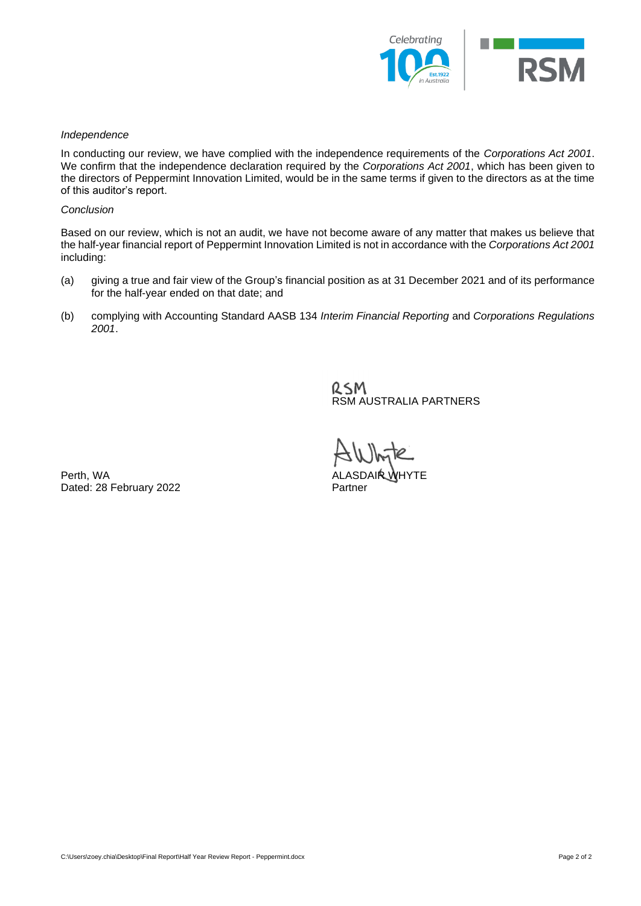*Independence*

In conducting our review, we have complied with the independence requirements of the *Corporations Act 2001*. We confirm that the independence declaration required by the *Corporations Act 2001*, which has been given to the directors of Peppermint Innovation Limited, would be in the same terms if given to the directors as at the time of this auditor's report.

*Conclusion*

Based on our review, which is not an audit, we have not become aware of any matter that makes us believe that the half-year financial report of Peppermint Innovation Limited is not in accordance with the *Corporations Act 2001* including:

(a) giving a true and fair view of the Group's financial position as at 31 December 2021 and of its performance for the half-year ended on that date; and

(b) complying with Accounting Standard AASB 134 *Interim Financial Reporting* and *Corporations Regulations 2001*.

RSM
RSM AUSTRALIA PARTNERS

ALASDAIR WHYTE
Partner

Perth, WA
Dated: 28 February 2022